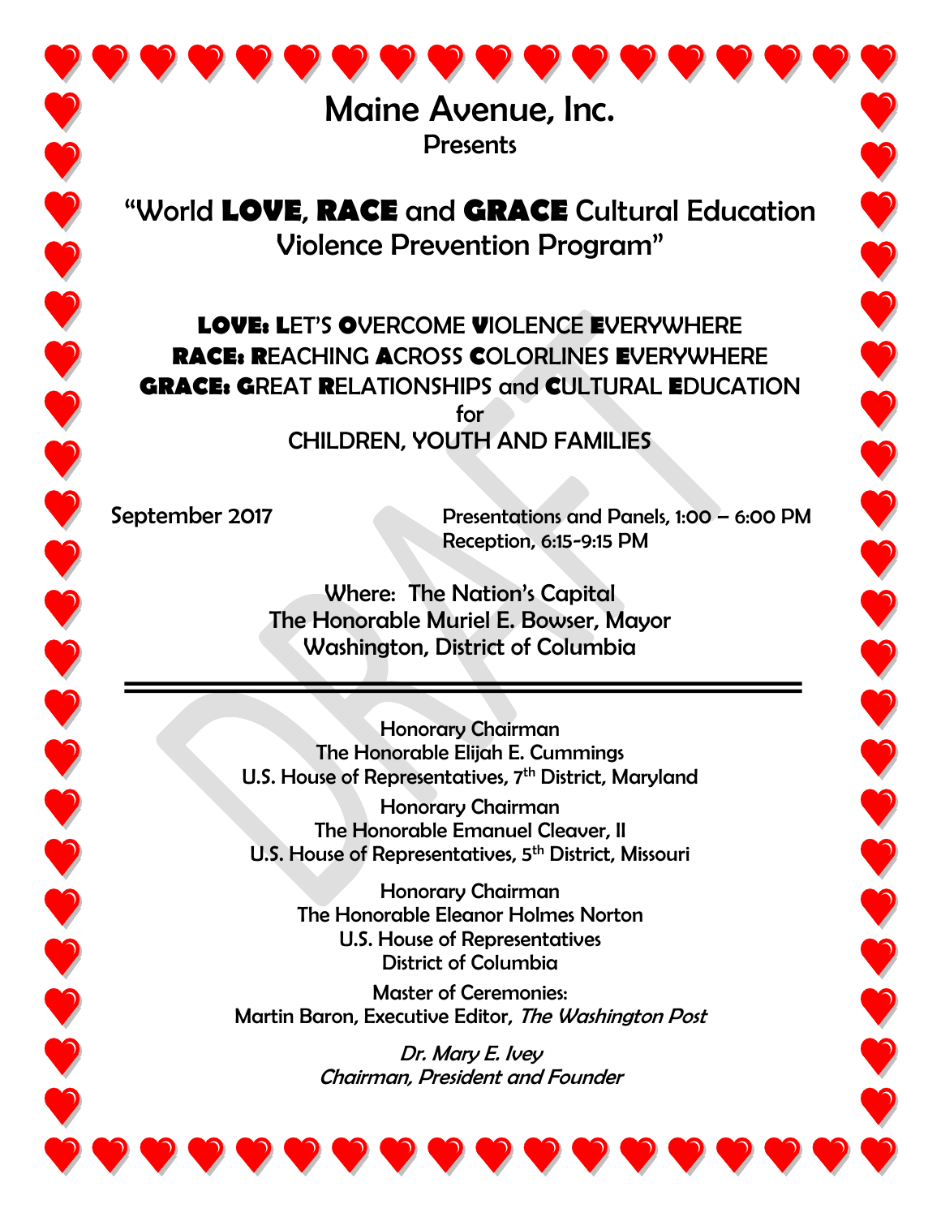# Maine Avenue, Inc.

Presents

## "World **LOVE**, **RACE** and **GRACE** Cultural Education Violence Prevention Program"

**LOVE: L**ET'S **O**VERCOME **V**IOLENCE **E**VERYWHERE

**RACE: R**EACHING **A**CROSS **C**OLORLINES **E**VERYWHERE

**GRACE: G**REAT **R**ELATIONSHIPS and **C**ULTURAL **E**DUCATION

for

CHILDREN, YOUTH AND FAMILIES

September 2017

Presentations and Panels, 1:00 – 6:00 PM

Reception, 6:15-9:15 PM

Where: The Nation's Capital

The Honorable Muriel E. Bowser, Mayor

Washington, District of Columbia

---

Honorary Chairman

The Honorable Elijah E. Cummings

U.S. House of Representatives, 7th District, Maryland

Honorary Chairman

The Honorable Emanuel Cleaver, II

U.S. House of Representatives, 5th District, Missouri

Honorary Chairman

The Honorable Eleanor Holmes Norton

U.S. House of Representatives

District of Columbia

Master of Ceremonies:

Martin Baron, Executive Editor, *The Washington Post*

*Dr. Mary E. Ivey*

*Chairman, President and Founder*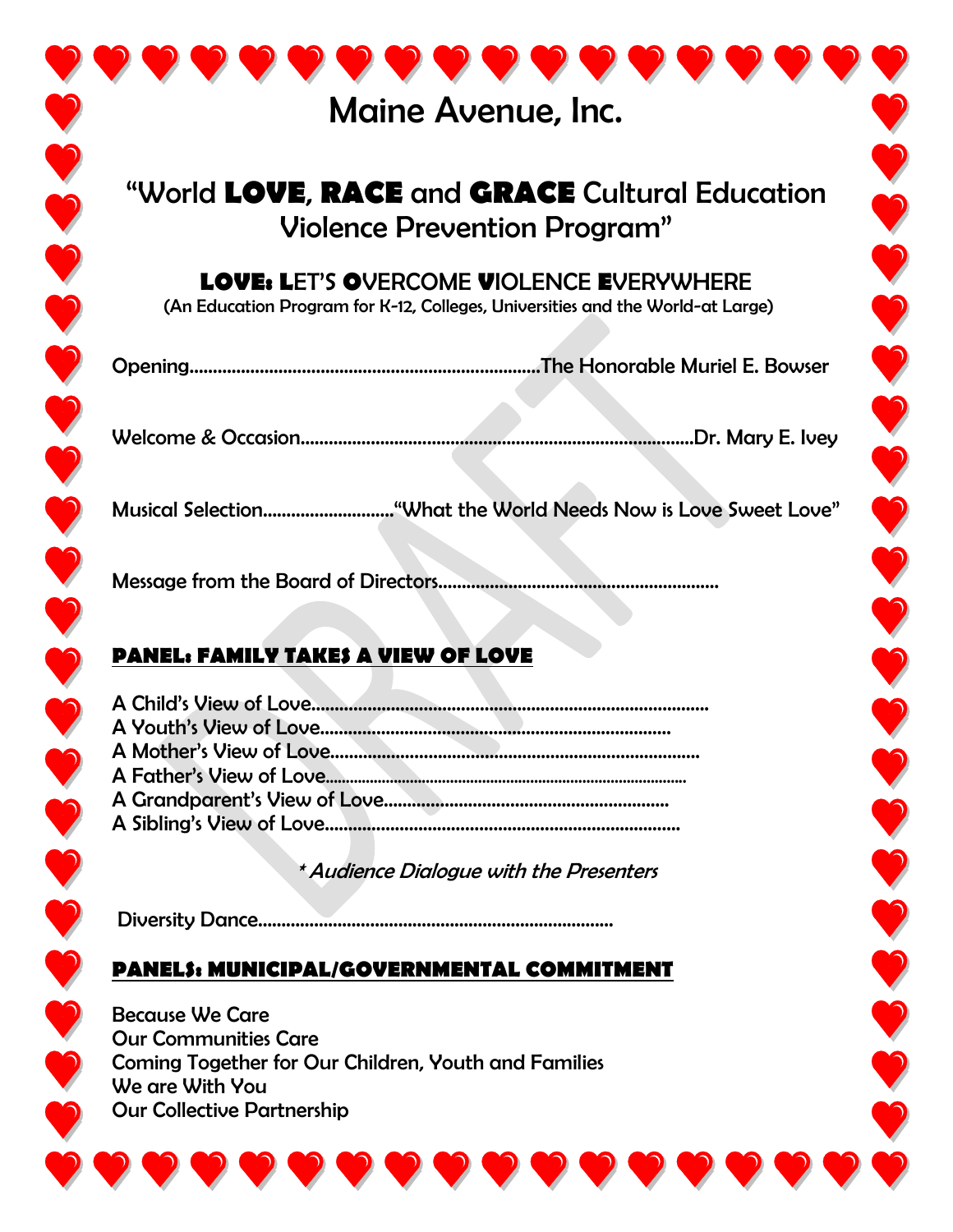# Maine Avenue, Inc.

## "World **LOVE**, **RACE** and **GRACE** Cultural Education Violence Prevention Program"

### **LOVE: L**ET'S **O**VERCOME **V**IOLENCE **E**VERYWHERE

(An Education Program for K-12, Colleges, Universities and the World-at Large)

Opening........................................................................The Honorable Muriel E. Bowser

Welcome & Occasion...................................................................................Dr. Mary E. Ivey

Musical Selection............................"What the World Needs Now is Love Sweet Love"

Message from the Board of Directors...........................................................

**PANEL: FAMILY TAKES A VIEW OF LOVE**

A Child's View of Love....................................................................................
A Youth's View of Love.........................................................................
A Mother's View of Love..............................................................................
A Father's View of Love...............................................................................
A Grandparent's View of Love............................................................
A Sibling's View of Love...........................................................................

*\* Audience Dialogue with the Presenters*

Diversity Dance...........................................................................

**PANELS: MUNICIPAL/GOVERNMENTAL COMMITMENT**

Because We Care
Our Communities Care
Coming Together for Our Children, Youth and Families
We are With You
Our Collective Partnership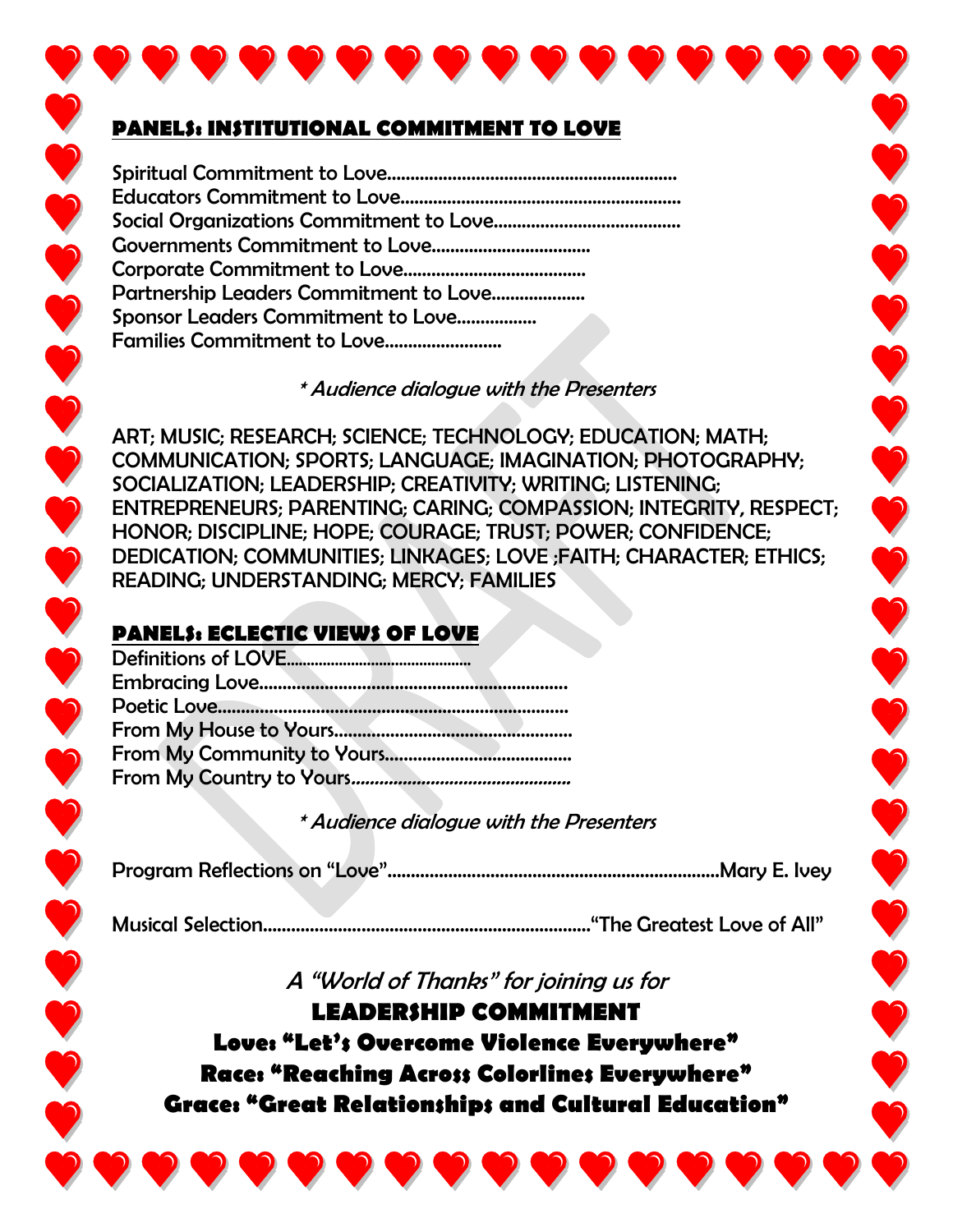## PANELS: INSTITUTIONAL COMMITMENT TO LOVE

Spiritual Commitment to Love…………………………………………………

Educators Commitment to Love……………………………………………….

Social Organizations Commitment to Love…………………………………

Governments Commitment to Love……………………………

Corporate Commitment to Love…………………………………

Partnership Leaders Commitment to Love………………

Sponsor Leaders Commitment to Love……………

Families Commitment to Love……………………

*\* Audience dialogue with the Presenters*

ART; MUSIC; RESEARCH; SCIENCE; TECHNOLOGY; EDUCATION; MATH; COMMUNICATION; SPORTS; LANGUAGE; IMAGINATION; PHOTOGRAPHY; SOCIALIZATION; LEADERSHIP; CREATIVITY; WRITING; LISTENING; ENTREPRENEURS; PARENTING; CARING; COMPASSION; INTEGRITY, RESPECT; HONOR; DISCIPLINE; HOPE; COURAGE; TRUST; POWER; CONFIDENCE; DEDICATION; COMMUNITIES; LINKAGES; LOVE ;FAITH; CHARACTER; ETHICS; READING; UNDERSTANDING; MERCY; FAMILIES

## PANELS: ECLECTIC VIEWS OF LOVE

Definitions of LOVE……………………………………

Embracing Love……………………………………………………

Poetic Love…………………………………………………………

From My House to Yours…………………………………………

From My Community to Yours……………………………………

From My Country to Yours………………………………………

*\* Audience dialogue with the Presenters*

Program Reflections on "Love"……………………………………………………………Mary E. Ivey

Musical Selection……………………………………………………………"The Greatest Love of All"

*A "World of Thanks" for joining us for*

**LEADERSHIP COMMITMENT**

**Love: "Let's Overcome Violence Everywhere"**

**Race: "Reaching Across Colorlines Everywhere"**

**Grace: "Great Relationships and Cultural Education"**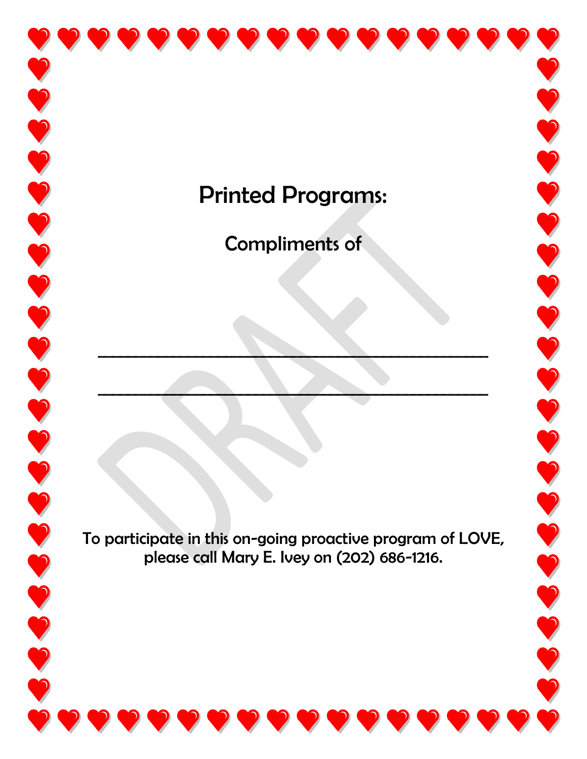# Printed Programs:

## Compliments of

\_\_\_\_\_\_\_\_\_\_\_\_\_\_\_\_\_\_\_\_\_\_\_\_\_\_\_\_\_\_\_\_\_\_\_\_\_\_\_\_\_\_\_\_

\_\_\_\_\_\_\_\_\_\_\_\_\_\_\_\_\_\_\_\_\_\_\_\_\_\_\_\_\_\_\_\_\_\_\_\_\_\_\_\_\_\_\_\_

To participate in this on-going proactive program of LOVE, please call Mary E. Ivey on (202) 686-1216.